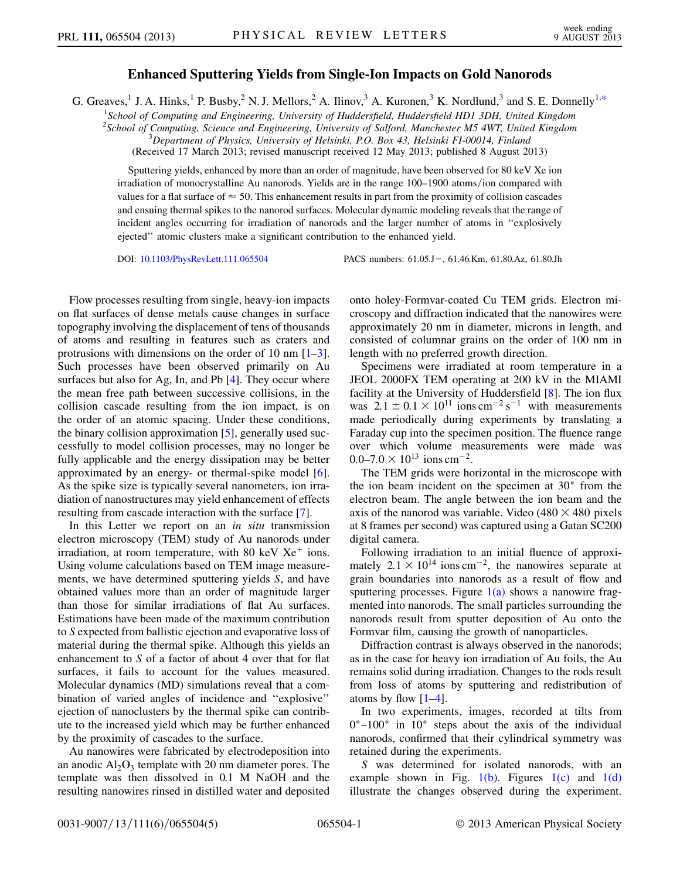# Enhanced Sputtering Yields from Single-Ion Impacts on Gold Nanorods

G. Greaves,[1] J. A. Hinks,[1] P. Busby,[2] N. J. Mellors,[2] A. Ilinov,[3] A. Kuronen,[3] K. Nordlund,[3] and S. E. Donnelly[1,*]

[1]*School of Computing and Engineering, University of Huddersfield, Huddersfield HD1 3DH, United Kingdom*
[2]*School of Computing, Science and Engineering, University of Salford, Manchester M5 4WT, United Kingdom*
[3]*Department of Physics, University of Helsinki, P.O. Box 43, Helsinki FI-00014, Finland*
(Received 17 March 2013; revised manuscript received 12 May 2013; published 8 August 2013)

Sputtering yields, enhanced by more than an order of magnitude, have been observed for 80 keV Xe ion irradiation of monocrystalline Au nanorods. Yields are in the range 100–1900 atoms/ion compared with values for a flat surface of $\approx 50$. This enhancement results in part from the proximity of collision cascades and ensuing thermal spikes to the nanorod surfaces. Molecular dynamic modeling reveals that the range of incident angles occurring for irradiation of nanorods and the larger number of atoms in "explosively ejected" atomic clusters make a significant contribution to the enhanced yield.

DOI: 10.1103/PhysRevLett.111.065504 PACS numbers: 61.05.J−, 61.46.Km, 61.80.Az, 61.80.Jh

Flow processes resulting from single, heavy-ion impacts on flat surfaces of dense metals cause changes in surface topography involving the displacement of tens of thousands of atoms and resulting in features such as craters and protrusions with dimensions on the order of 10 nm [1–3]. Such processes have been observed primarily on Au surfaces but also for Ag, In, and Pb [4]. They occur where the mean free path between successive collisions, in the collision cascade resulting from the ion impact, is on the order of an atomic spacing. Under these conditions, the binary collision approximation [5], generally used successfully to model collision processes, may no longer be fully applicable and the energy dissipation may be better approximated by an energy- or thermal-spike model [6]. As the spike size is typically several nanometers, ion irradiation of nanostructures may yield enhancement of effects resulting from cascade interaction with the surface [7].

In this Letter we report on an *in situ* transmission electron microscopy (TEM) study of Au nanorods under irradiation, at room temperature, with 80 keV $Xe^+$ ions. Using volume calculations based on TEM image measurements, we have determined sputtering yields *S*, and have obtained values more than an order of magnitude larger than those for similar irradiations of flat Au surfaces. Estimations have been made of the maximum contribution to *S* expected from ballistic ejection and evaporative loss of material during the thermal spike. Although this yields an enhancement to *S* of a factor of about 4 over that for flat surfaces, it fails to account for the values measured. Molecular dynamics (MD) simulations reveal that a combination of varied angles of incidence and "explosive" ejection of nanoclusters by the thermal spike can contribute to the increased yield which may be further enhanced by the proximity of cascades to the surface.

Au nanowires were fabricated by electrodeposition into an anodic $Al_2O_3$ template with 20 nm diameter pores. The template was then dissolved in 0.1 M NaOH and the resulting nanowires rinsed in distilled water and deposited onto holey-Formvar-coated Cu TEM grids. Electron microscopy and diffraction indicated that the nanowires were approximately 20 nm in diameter, microns in length, and consisted of columnar grains on the order of 100 nm in length with no preferred growth direction.

Specimens were irradiated at room temperature in a JEOL 2000FX TEM operating at 200 kV in the MIAMI facility at the University of Huddersfield [8]. The ion flux was $2.1 \pm 0.1 \times 10^{11}$ ions $cm^{-2}\,s^{-1}$ with measurements made periodically during experiments by translating a Faraday cup into the specimen position. The fluence range over which volume measurements were made was $0.0$–$7.0 \times 10^{13}$ ions $cm^{-2}$.

The TEM grids were horizontal in the microscope with the ion beam incident on the specimen at 30° from the electron beam. The angle between the ion beam and the axis of the nanorod was variable. Video ($480 \times 480$ pixels at 8 frames per second) was captured using a Gatan SC200 digital camera.

Following irradiation to an initial fluence of approximately $2.1 \times 10^{14}$ ions $cm^{-2}$, the nanowires separate at grain boundaries into nanorods as a result of flow and sputtering processes. Figure 1(a) shows a nanowire fragmented into nanorods. The small particles surrounding the nanorods result from sputter deposition of Au onto the Formvar film, causing the growth of nanoparticles.

Diffraction contrast is always observed in the nanorods; as in the case for heavy ion irradiation of Au foils, the Au remains solid during irradiation. Changes to the rods result from loss of atoms by sputtering and redistribution of atoms by flow [1–4].

In two experiments, images, recorded at tilts from 0°–100° in 10° steps about the axis of the individual nanorods, confirmed that their cylindrical symmetry was retained during the experiments.

*S* was determined for isolated nanorods, with an example shown in Fig. 1(b). Figures 1(c) and 1(d) illustrate the changes observed during the experiment.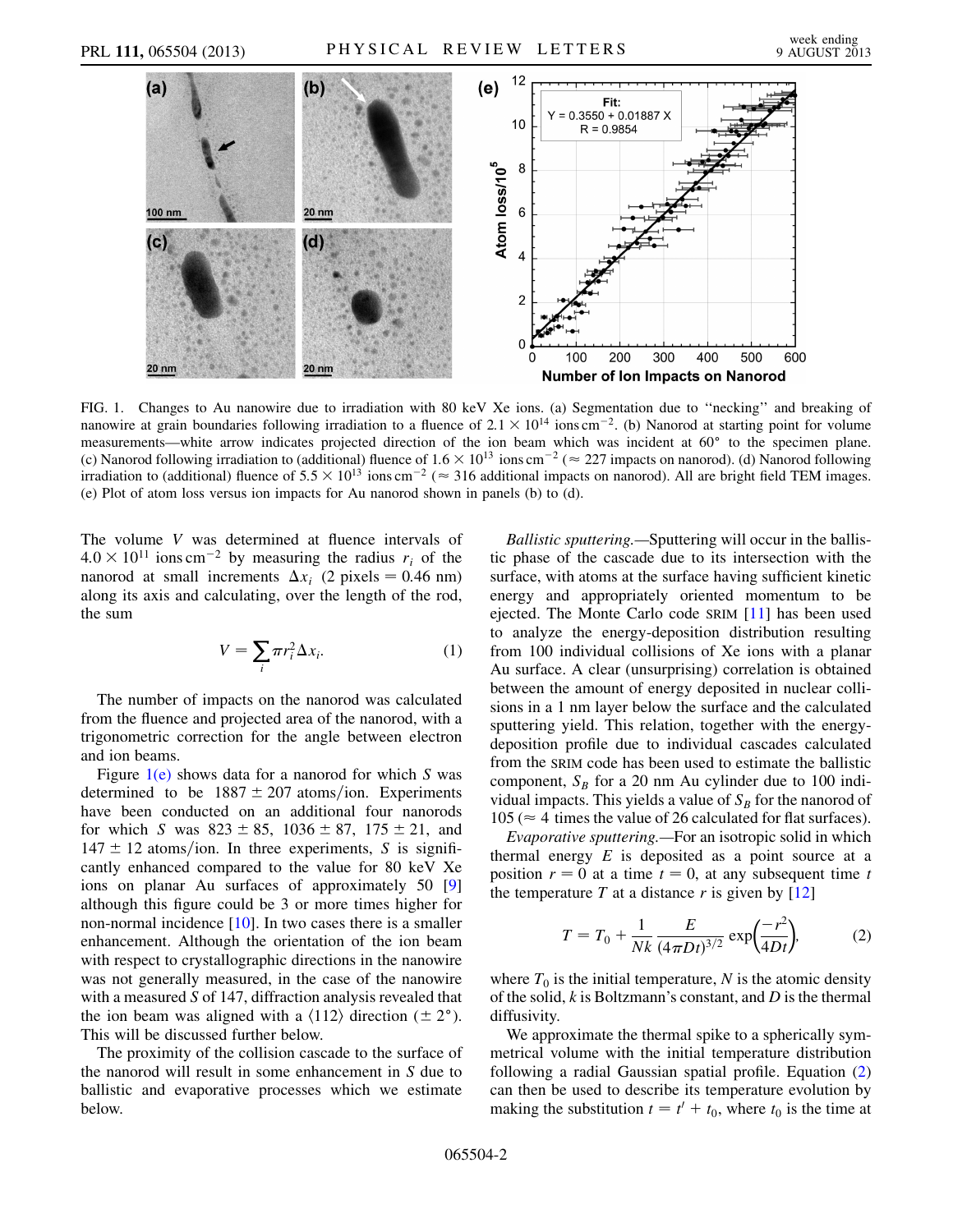FIG. 1. Changes to Au nanowire due to irradiation with 80 keV Xe ions. (a) Segmentation due to "necking" and breaking of nanowire at grain boundaries following irradiation to a fluence of $2.1 \times 10^{14}$ ions cm$^{-2}$. (b) Nanorod at starting point for volume measurements—white arrow indicates projected direction of the ion beam which was incident at 60° to the specimen plane. (c) Nanorod following irradiation to (additional) fluence of $1.6 \times 10^{13}$ ions cm$^{-2}$ ($\approx$ 227 impacts on nanorod). (d) Nanorod following irradiation to (additional) fluence of $5.5 \times 10^{13}$ ions cm$^{-2}$ ($\approx$ 316 additional impacts on nanorod). All are bright field TEM images. (e) Plot of atom loss versus ion impacts for Au nanorod shown in panels (b) to (d).

The volume $V$ was determined at fluence intervals of $4.0 \times 10^{11}$ ions cm$^{-2}$ by measuring the radius $r_i$ of the nanorod at small increments $\Delta x_i$ (2 pixels = 0.46 nm) along its axis and calculating, over the length of the rod, the sum

$$V = \sum_i \pi r_i^2 \Delta x_i. \tag{1}$$

The number of impacts on the nanorod was calculated from the fluence and projected area of the nanorod, with a trigonometric correction for the angle between electron and ion beams.

Figure 1(e) shows data for a nanorod for which $S$ was determined to be $1887 \pm 207$ atoms/ion. Experiments have been conducted on an additional four nanorods for which $S$ was $823 \pm 85$, $1036 \pm 87$, $175 \pm 21$, and $147 \pm 12$ atoms/ion. In three experiments, $S$ is significantly enhanced compared to the value for 80 keV Xe ions on planar Au surfaces of approximately 50 [9] although this figure could be 3 or more times higher for non-normal incidence [10]. In two cases there is a smaller enhancement. Although the orientation of the ion beam with respect to crystallographic directions in the nanowire was not generally measured, in the case of the nanowire with a measured $S$ of 147, diffraction analysis revealed that the ion beam was aligned with a $\langle 112 \rangle$ direction ($\pm 2°$). This will be discussed further below.

The proximity of the collision cascade to the surface of the nanorod will result in some enhancement in $S$ due to ballistic and evaporative processes which we estimate below.

*Ballistic sputtering.*—Sputtering will occur in the ballistic phase of the cascade due to its intersection with the surface, with atoms at the surface having sufficient kinetic energy and appropriately oriented momentum to be ejected. The Monte Carlo code SRIM [11] has been used to analyze the energy-deposition distribution resulting from 100 individual collisions of Xe ions with a planar Au surface. A clear (unsurprising) correlation is obtained between the amount of energy deposited in nuclear collisions in a 1 nm layer below the surface and the calculated sputtering yield. This relation, together with the energy-deposition profile due to individual cascades calculated from the SRIM code has been used to estimate the ballistic component, $S_B$ for a 20 nm Au cylinder due to 100 individual impacts. This yields a value of $S_B$ for the nanorod of 105 ($\approx$ 4 times the value of 26 calculated for flat surfaces).

*Evaporative sputtering.*—For an isotropic solid in which thermal energy $E$ is deposited as a point source at a position $r = 0$ at a time $t = 0$, at any subsequent time $t$ the temperature $T$ at a distance $r$ is given by [12]

$$T = T_0 + \frac{1}{Nk} \frac{E}{(4\pi D t)^{3/2}} \exp\left(\frac{-r^2}{4Dt}\right), \tag{2}$$

where $T_0$ is the initial temperature, $N$ is the atomic density of the solid, $k$ is Boltzmann's constant, and $D$ is the thermal diffusivity.

We approximate the thermal spike to a spherically symmetrical volume with the initial temperature distribution following a radial Gaussian spatial profile. Equation (2) can then be used to describe its temperature evolution by making the substitution $t = t' + t_0$, where $t_0$ is the time at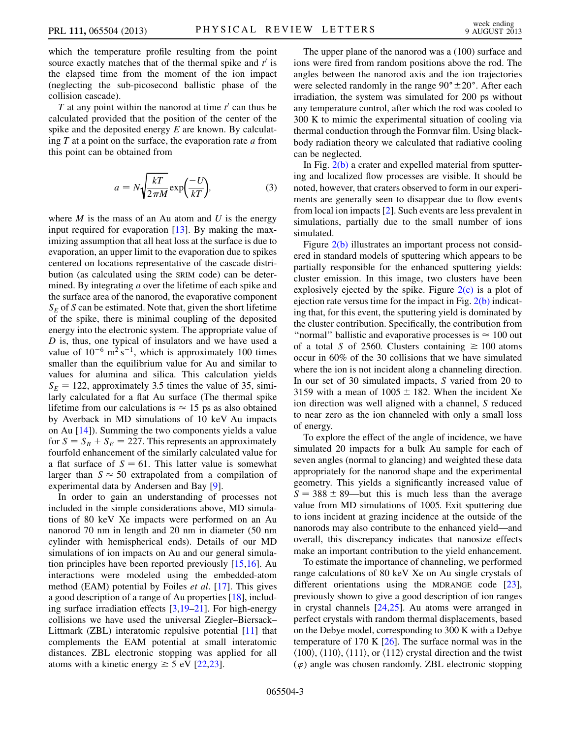which the temperature profile resulting from the point source exactly matches that of the thermal spike and $t'$ is the elapsed time from the moment of the ion impact (neglecting the sub-picosecond ballistic phase of the collision cascade).

$T$ at any point within the nanorod at time $t'$ can thus be calculated provided that the position of the center of the spike and the deposited energy $E$ are known. By calculating $T$ at a point on the surface, the evaporation rate $a$ from this point can be obtained from

$$a = N\sqrt{\frac{kT}{2\pi M}}\exp\left(\frac{-U}{kT}\right), \tag{3}$$

where $M$ is the mass of an Au atom and $U$ is the energy input required for evaporation [13]. By making the maximizing assumption that all heat loss at the surface is due to evaporation, an upper limit to the evaporation due to spikes centered on locations representative of the cascade distribution (as calculated using the SRIM code) can be determined. By integrating $a$ over the lifetime of each spike and the surface area of the nanorod, the evaporative component $S_E$ of $S$ can be estimated. Note that, given the short lifetime of the spike, there is minimal coupling of the deposited energy into the electronic system. The appropriate value of $D$ is, thus, one typical of insulators and we have used a value of $10^{-6}$ m$^2$ s$^{-1}$, which is approximately 100 times smaller than the equilibrium value for Au and similar to values for alumina and silica. This calculation yields $S_E = 122$, approximately 3.5 times the value of 35, similarly calculated for a flat Au surface (The thermal spike lifetime from our calculations is $\approx 15$ ps as also obtained by Averback in MD simulations of 10 keV Au impacts on Au [14]). Summing the two components yields a value for $S = S_B + S_E = 227$. This represents an approximately fourfold enhancement of the similarly calculated value for a flat surface of $S = 61$. This latter value is somewhat larger than $S \approx 50$ extrapolated from a compilation of experimental data by Andersen and Bay [9].

In order to gain an understanding of processes not included in the simple considerations above, MD simulations of 80 keV Xe impacts were performed on an Au nanorod 70 nm in length and 20 nm in diameter (50 nm cylinder with hemispherical ends). Details of our MD simulations of ion impacts on Au and our general simulation principles have been reported previously [15,16]. Au interactions were modeled using the embedded-atom method (EAM) potential by Foiles *et al.* [17]. This gives a good description of a range of Au properties [18], including surface irradiation effects [3,19–21]. For high-energy collisions we have used the universal Ziegler–Biersack–Littmark (ZBL) interatomic repulsive potential [11] that complements the EAM potential at small interatomic distances. ZBL electronic stopping was applied for all atoms with a kinetic energy $\geq 5$ eV [22,23].

The upper plane of the nanorod was a (100) surface and ions were fired from random positions above the rod. The angles between the nanorod axis and the ion trajectories were selected randomly in the range $90° \pm 20°$. After each irradiation, the system was simulated for 200 ps without any temperature control, after which the rod was cooled to 300 K to mimic the experimental situation of cooling via thermal conduction through the Formvar film. Using black-body radiation theory we calculated that radiative cooling can be neglected.

In Fig. 2(b) a crater and expelled material from sputtering and localized flow processes are visible. It should be noted, however, that craters observed to form in our experiments are generally seen to disappear due to flow events from local ion impacts [2]. Such events are less prevalent in simulations, partially due to the small number of ions simulated.

Figure 2(b) illustrates an important process not considered in standard models of sputtering which appears to be partially responsible for the enhanced sputtering yields: cluster emission. In this image, two clusters have been explosively ejected by the spike. Figure 2(c) is a plot of ejection rate versus time for the impact in Fig. 2(b) indicating that, for this event, the sputtering yield is dominated by the cluster contribution. Specifically, the contribution from "normal" ballistic and evaporative processes is $\approx 100$ out of a total $S$ of 2560. Clusters containing $\geq 100$ atoms occur in 60% of the 30 collisions that we have simulated where the ion is not incident along a channeling direction. In our set of 30 simulated impacts, $S$ varied from 20 to 3159 with a mean of $1005 \pm 182$. When the incident Xe ion direction was well aligned with a channel, $S$ reduced to near zero as the ion channeled with only a small loss of energy.

To explore the effect of the angle of incidence, we have simulated 20 impacts for a bulk Au sample for each of seven angles (normal to glancing) and weighted these data appropriately for the nanorod shape and the experimental geometry. This yields a significantly increased value of $S = 388 \pm 89$—but this is much less than the average value from MD simulations of 1005. Exit sputtering due to ions incident at grazing incidence at the outside of the nanorods may also contribute to the enhanced yield—and overall, this discrepancy indicates that nanosize effects make an important contribution to the yield enhancement.

To estimate the importance of channeling, we performed range calculations of 80 keV Xe on Au single crystals of different orientations using the MDRANGE code [23], previously shown to give a good description of ion ranges in crystal channels [24,25]. Au atoms were arranged in perfect crystals with random thermal displacements, based on the Debye model, corresponding to 300 K with a Debye temperature of 170 K [26]. The surface normal was in the $\langle 100\rangle$, $\langle 110\rangle$, $\langle 111\rangle$, or $\langle 112\rangle$ crystal direction and the twist ($\varphi$) angle was chosen randomly. ZBL electronic stopping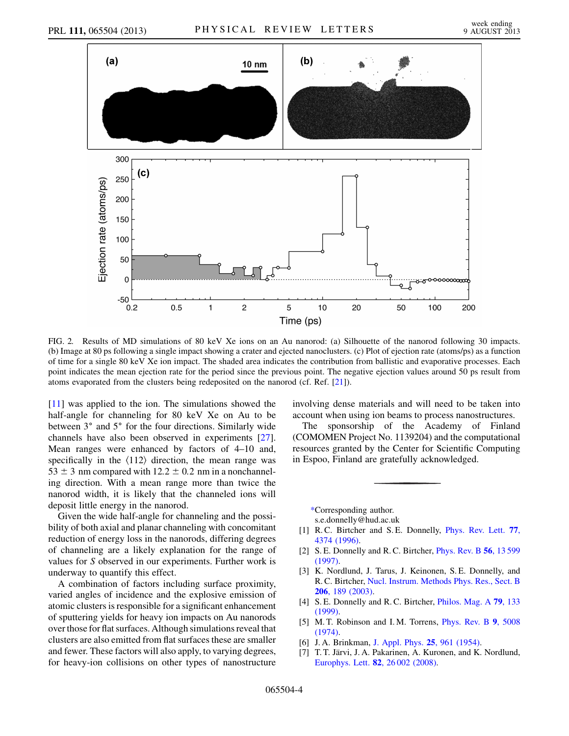FIG. 2. Results of MD simulations of 80 keV Xe ions on an Au nanorod: (a) Silhouette of the nanorod following 30 impacts. (b) Image at 80 ps following a single impact showing a crater and ejected nanoclusters. (c) Plot of ejection rate (atoms/ps) as a function of time for a single 80 keV Xe ion impact. The shaded area indicates the contribution from ballistic and evaporative processes. Each point indicates the mean ejection rate for the period since the previous point. The negative ejection values around 50 ps result from atoms evaporated from the clusters being redeposited on the nanorod (cf. Ref. [21]).

[11] was applied to the ion. The simulations showed the half-angle for channeling for 80 keV Xe on Au to be between 3° and 5° for the four directions. Similarly wide channels have also been observed in experiments [27]. Mean ranges were enhanced by factors of 4–10 and, specifically in the ⟨112⟩ direction, the mean range was 53 ± 3 nm compared with 12.2 ± 0.2 nm in a nonchanneling direction. With a mean range more than twice the nanorod width, it is likely that the channeled ions will deposit little energy in the nanorod.

Given the wide half-angle for channeling and the possibility of both axial and planar channeling with concomitant reduction of energy loss in the nanorods, differing degrees of channeling are a likely explanation for the range of values for $S$ observed in our experiments. Further work is underway to quantify this effect.

A combination of factors including surface proximity, varied angles of incidence and the explosive emission of atomic clusters is responsible for a significant enhancement of sputtering yields for heavy ion impacts on Au nanorods over those for flat surfaces. Although simulations reveal that clusters are also emitted from flat surfaces these are smaller and fewer. These factors will also apply, to varying degrees, for heavy-ion collisions on other types of nanostructure involving dense materials and will need to be taken into account when using ion beams to process nanostructures.

The sponsorship of the Academy of Finland (COMOMEN Project No. 1139204) and the computational resources granted by the Center for Scientific Computing in Espoo, Finland are gratefully acknowledged.

*Corresponding author.
s.e.donnelly@hud.ac.uk

[1] R. C. Birtcher and S. E. Donnelly, Phys. Rev. Lett. **77**, 4374 (1996).

[2] S. E. Donnelly and R. C. Birtcher, Phys. Rev. B **56**, 13 599 (1997).

[3] K. Nordlund, J. Tarus, J. Keinonen, S. E. Donnelly, and R. C. Birtcher, Nucl. Instrum. Methods Phys. Res., Sect. B **206**, 189 (2003).

[4] S. E. Donnelly and R. C. Birtcher, Philos. Mag. A **79**, 133 (1999).

[5] M. T. Robinson and I. M. Torrens, Phys. Rev. B **9**, 5008 (1974).

[6] J. A. Brinkman, J. Appl. Phys. **25**, 961 (1954).

[7] T. T. Järvi, J. A. Pakarinen, A. Kuronen, and K. Nordlund, Europhys. Lett. **82**, 26 002 (2008).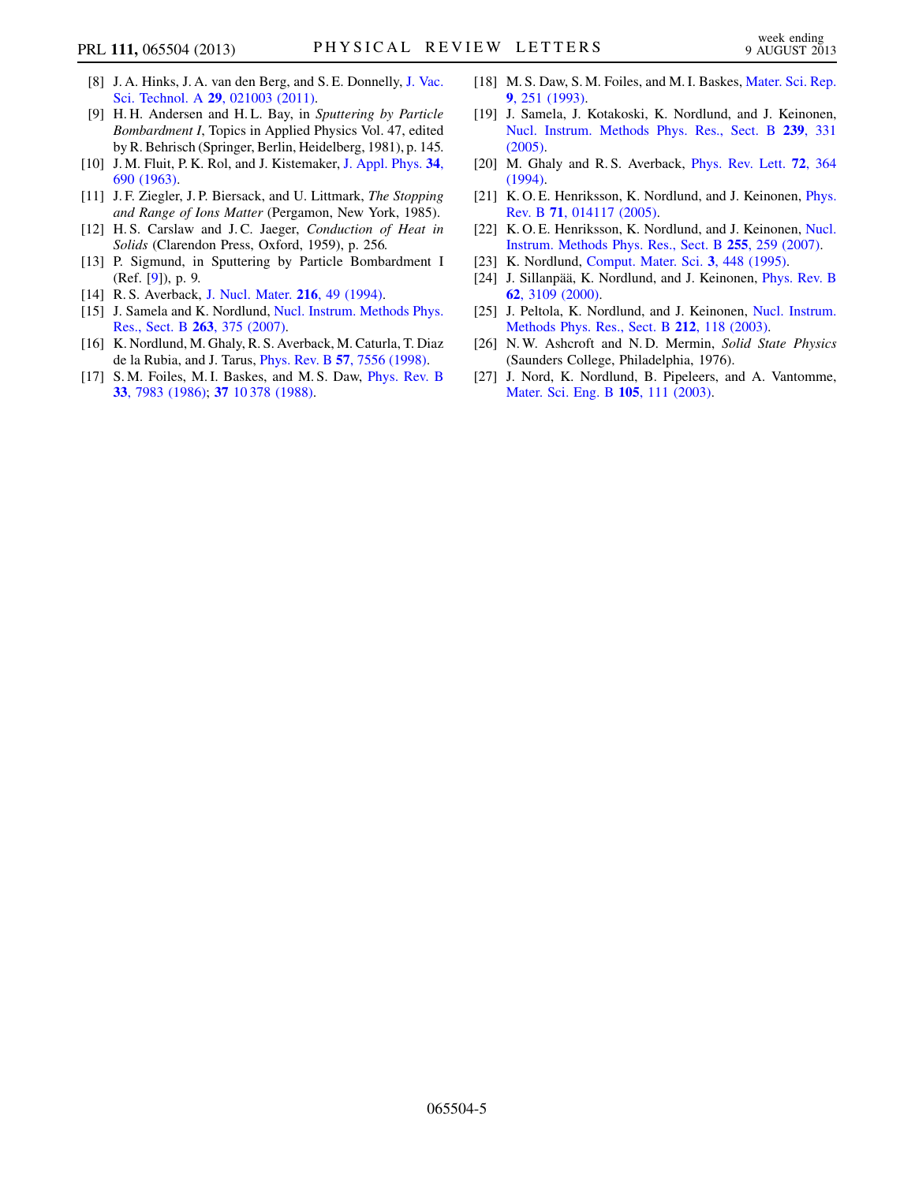[8] J. A. Hinks, J. A. van den Berg, and S. E. Donnelly, J. Vac. Sci. Technol. A **29**, 021003 (2011).

[9] H. H. Andersen and H. L. Bay, in *Sputtering by Particle Bombardment I*, Topics in Applied Physics Vol. 47, edited by R. Behrisch (Springer, Berlin, Heidelberg, 1981), p. 145.

[10] J. M. Fluit, P. K. Rol, and J. Kistemaker, J. Appl. Phys. **34**, 690 (1963).

[11] J. F. Ziegler, J. P. Biersack, and U. Littmark, *The Stopping and Range of Ions Matter* (Pergamon, New York, 1985).

[12] H. S. Carslaw and J. C. Jaeger, *Conduction of Heat in Solids* (Clarendon Press, Oxford, 1959), p. 256.

[13] P. Sigmund, in Sputtering by Particle Bombardment I (Ref. [9]), p. 9.

[14] R. S. Averback, J. Nucl. Mater. **216**, 49 (1994).

[15] J. Samela and K. Nordlund, Nucl. Instrum. Methods Phys. Res., Sect. B **263**, 375 (2007).

[16] K. Nordlund, M. Ghaly, R. S. Averback, M. Caturla, T. Diaz de la Rubia, and J. Tarus, Phys. Rev. B **57**, 7556 (1998).

[17] S. M. Foiles, M. I. Baskes, and M. S. Daw, Phys. Rev. B **33**, 7983 (1986); **37** 10 378 (1988).

[18] M. S. Daw, S. M. Foiles, and M. I. Baskes, Mater. Sci. Rep. **9**, 251 (1993).

[19] J. Samela, J. Kotakoski, K. Nordlund, and J. Keinonen, Nucl. Instrum. Methods Phys. Res., Sect. B **239**, 331 (2005).

[20] M. Ghaly and R. S. Averback, Phys. Rev. Lett. **72**, 364 (1994).

[21] K. O. E. Henriksson, K. Nordlund, and J. Keinonen, Phys. Rev. B **71**, 014117 (2005).

[22] K. O. E. Henriksson, K. Nordlund, and J. Keinonen, Nucl. Instrum. Methods Phys. Res., Sect. B **255**, 259 (2007).

[23] K. Nordlund, Comput. Mater. Sci. **3**, 448 (1995).

[24] J. Sillanpää, K. Nordlund, and J. Keinonen, Phys. Rev. B **62**, 3109 (2000).

[25] J. Peltola, K. Nordlund, and J. Keinonen, Nucl. Instrum. Methods Phys. Res., Sect. B **212**, 118 (2003).

[26] N. W. Ashcroft and N. D. Mermin, *Solid State Physics* (Saunders College, Philadelphia, 1976).

[27] J. Nord, K. Nordlund, B. Pipeleers, and A. Vantomme, Mater. Sci. Eng. B **105**, 111 (2003).